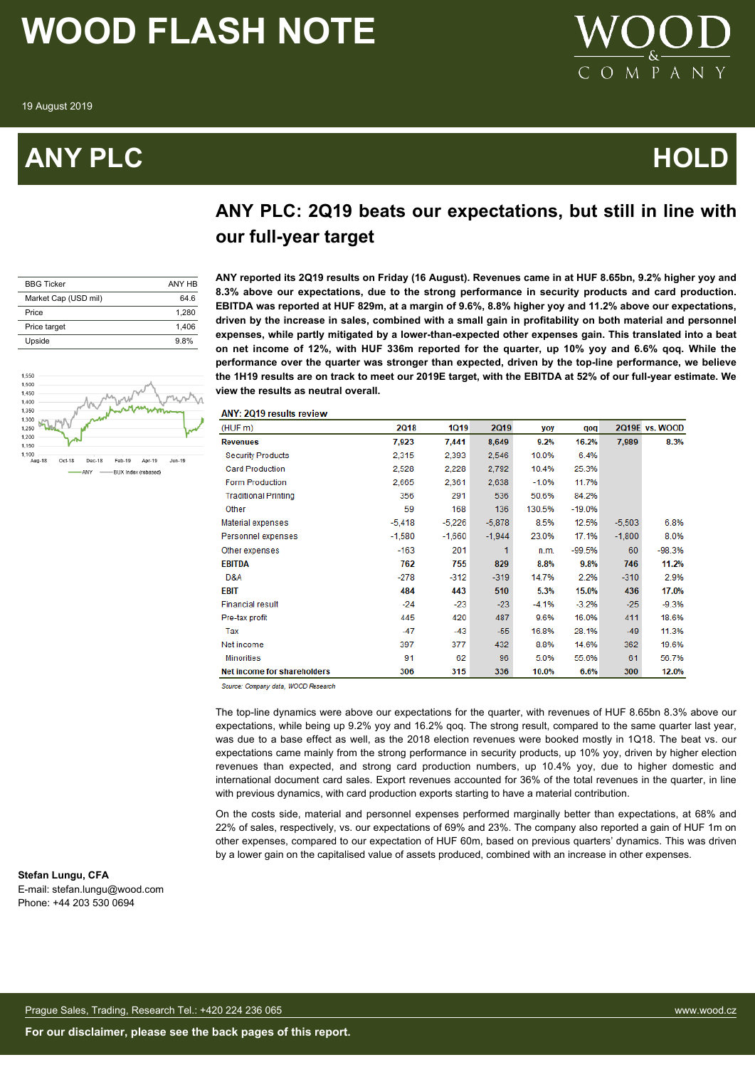# WOOD FLASH NOTE

19 August 2019

# ANY PLC

**HOLD**

## ANY PLC: 2Q19 beats our expectations, but still in line with our full-year target

| BBG Ticker | ANY HB |
|---|---|
| Market Cap (USD mil) | 64.6 |
| Price | 1,280 |
| Price target | 1,406 |
| Upside | 9.8% |

**ANY reported its 2Q19 results on Friday (16 August). Revenues came in at HUF 8.65bn, 9.2% higher yoy and 8.3% above our expectations, due to the strong performance in security products and card production. EBITDA was reported at HUF 829m, at a margin of 9.6%, 8.8% higher yoy and 11.2% above our expectations, driven by the increase in sales, combined with a small gain in profitability on both material and personnel expenses, while partly mitigated by a lower-than-expected other expenses gain. This translated into a beat on net income of 12%, with HUF 336m reported for the quarter, up 10% yoy and 6.6% qoq. While the performance over the quarter was stronger than expected, driven by the top-line performance, we believe the 1H19 results are on track to meet our 2019E target, with the EBITDA at 52% of our full-year estimate. We view the results as neutral overall.**

**ANY: 2Q19 results review**

| (HUF m) | 2Q18 | 1Q19 | 2Q19 | yoy | qoq | 2Q19E | vs. WOOD |
|---|---|---|---|---|---|---|---|
| **Revenues** | **7,923** | **7,441** | **8,649** | **9.2%** | **16.2%** | **7,989** | **8.3%** |
| Security Products | 2,315 | 2,393 | 2,546 | 10.0% | 6.4% | | |
| Card Production | 2,528 | 2,228 | 2,792 | 10.4% | 25.3% | | |
| Form Production | 2,665 | 2,361 | 2,638 | -1.0% | 11.7% | | |
| Traditional Printing | 356 | 291 | 536 | 50.6% | 84.2% | | |
| Other | 59 | 168 | 136 | 130.5% | -19.0% | | |
| Material expenses | -5,418 | -5,226 | -5,878 | 8.5% | 12.5% | -5,503 | 6.8% |
| Personnel expenses | -1,580 | -1,660 | -1,944 | 23.0% | 17.1% | -1,800 | 8.0% |
| Other expenses | -163 | 201 | 1 | n.m. | -99.5% | 60 | -98.3% |
| **EBITDA** | **762** | **755** | **829** | **8.8%** | **9.8%** | **746** | **11.2%** |
| D&A | -278 | -312 | -319 | 14.7% | 2.2% | -310 | 2.9% |
| **EBIT** | **484** | **443** | **510** | **5.3%** | **15.0%** | **436** | **17.0%** |
| Financial result | -24 | -23 | -23 | -4.1% | -3.2% | -25 | -9.3% |
| Pre-tax profit | 445 | 420 | 487 | 9.6% | 16.0% | 411 | 18.6% |
| Tax | -47 | -43 | -55 | 16.8% | 28.1% | -49 | 11.3% |
| Net income | 397 | 377 | 432 | 8.8% | 14.6% | 362 | 19.6% |
| Minorities | 91 | 62 | 96 | 5.0% | 55.6% | 61 | 56.7% |
| **Net income for shareholders** | **306** | **315** | **336** | **10.0%** | **6.6%** | **300** | **12.0%** |

*Source: Company data, WOOD Research*

The top-line dynamics were above our expectations for the quarter, with revenues of HUF 8.65bn 8.3% above our expectations, while being up 9.2% yoy and 16.2% qoq. The strong result, compared to the same quarter last year, was due to a base effect as well, as the 2018 election revenues were booked mostly in 1Q18. The beat vs. our expectations came mainly from the strong performance in security products, up 10% yoy, driven by higher election revenues than expected, and strong card production numbers, up 10.4% yoy, due to higher domestic and international document card sales. Export revenues accounted for 36% of the total revenues in the quarter, in line with previous dynamics, with card production exports starting to have a material contribution.

On the costs side, material and personnel expenses performed marginally better than expectations, at 68% and 22% of sales, respectively, vs. our expectations of 69% and 23%. The company also reported a gain of HUF 1m on other expenses, compared to our expectation of HUF 60m, based on previous quarters' dynamics. This was driven by a lower gain on the capitalised value of assets produced, combined with an increase in other expenses.

**Stefan Lungu, CFA**
E-mail: stefan.lungu@wood.com
Phone: +44 203 530 0694

Prague Sales, Trading, Research Tel.: +420 224 236 065 www.wood.cz

**For our disclaimer, please see the back pages of this report.**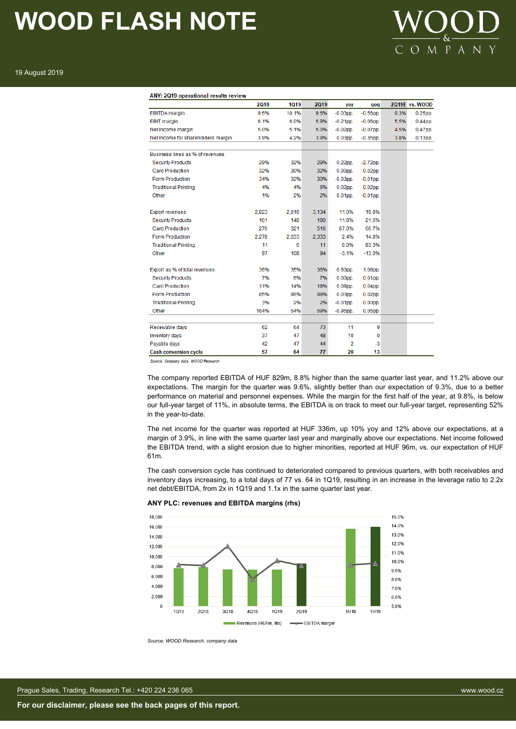**ANY: 2Q19 operational results review**

| | 2Q18 | 1Q19 | 2Q19 | yoy | qoq | 2Q19E | vs. WOOD |
|---|---|---|---|---|---|---|---|
| EBITDA margin | 9.6% | 10.1% | 9.6% | -0.03pp. | -0.56pp. | 9.3% | 0.25pp |
| EBIT margin | 6.1% | 6.0% | 5.9% | -0.21pp. | -0.06pp. | 5.5% | 0.44pp |
| Net income margin | 5.0% | 5.1% | 5.0% | -0.02pp. | -0.07pp. | 4.5% | 0.47pp |
| Net income for shareholders margin | 3.9% | 4.2% | 3.9% | 0.03pp. | -0.35pp. | 3.8% | 0.13pp |
| | | | | | | | |
| Business lines as % of revenues | | | | | | | |
| Security Products | 29% | 32% | 29% | 0.22pp. | -2.72pp. | | |
| Card Production | 32% | 30% | 32% | 0.00pp. | 0.02pp. | | |
| Form Production | 34% | 32% | 30% | -0.03pp. | -0.01pp. | | |
| Traditional Printing | 4% | 4% | 6% | 0.02pp. | 0.02pp. | | |
| Other | 1% | 2% | 2% | 0.01pp. | -0.01pp. | | |
| | | | | | | | |
| Export revenues | 2,823 | 2,616 | 3,134 | 11.0% | 19.8% | | |
| Security Products | 161 | 148 | 180 | 11.8% | 21.6% | | |
| Card Production | 276 | 321 | 516 | 87.0% | 60.7% | | |
| Form Production | 2,278 | 2,033 | 2,333 | 2.4% | 14.8% | | |
| Traditional Printing | 11 | 6 | 11 | 0.0% | 83.3% | | |
| Other | 97 | 108 | 94 | -3.1% | -13.0% | | |
| | | | | | | | |
| Export as % of total revenues | 36% | 35% | 36% | 0.60pp. | 1.08pp. | | |
| Security Products | 7% | 6% | 7% | 0.00pp. | 0.01pp. | | |
| Card Production | 11% | 14% | 18% | 0.08pp. | 0.04pp. | | |
| Form Production | 85% | 86% | 88% | 0.03pp. | 0.02pp. | | |
| Traditional Printing | 3% | 2% | 2% | -0.01pp. | 0.00pp. | | |
| Other | 164% | 64% | 69% | -0.95pp. | 0.05pp. | | |
| | | | | | | | |
| Receivable days | 62 | 64 | 73 | 11 | 9 | | |
| Inventory days | 37 | 47 | 48 | 10 | 0 | | |
| Payable days | 42 | 47 | 44 | 2 | -3 | | |
| **Cash conversion cycle** | **57** | **64** | **77** | **20** | **13** | | |

*Source: Company data, WOOD Research*

The company reported EBITDA of HUF 829m, 8.8% higher than the same quarter last year, and 11.2% above our expectations. The margin for the quarter was 9.6%, slightly better than our expectation of 9.3%, due to a better performance on material and personnel expenses. While the margin for the first half of the year, at 9.8%, is below our full-year target of 11%, in absolute terms, the EBITDA is on track to meet our full-year target, representing 52% in the year-to-date.

The net income for the quarter was reported at HUF 336m, up 10% yoy and 12% above our expectations, at a margin of 3.9%, in line with the same quarter last year and marginally above our expectations. Net income followed the EBITDA trend, with a slight erosion due to higher minorities, reported at HUF 96m, vs. our expectation of HUF 61m.

The cash conversion cycle has continued to deteriorated compared to previous quarters, with both receivables and inventory days increasing, to a total days of 77 vs. 64 in 1Q19, resulting in an increase in the leverage ratio to 2.2x net debt/EBITDA, from 2x in 1Q19 and 1.1x in the same quarter last year.

**ANY PLC: revenues and EBITDA margins (rhs)**

*Source: WOOD Research, company data*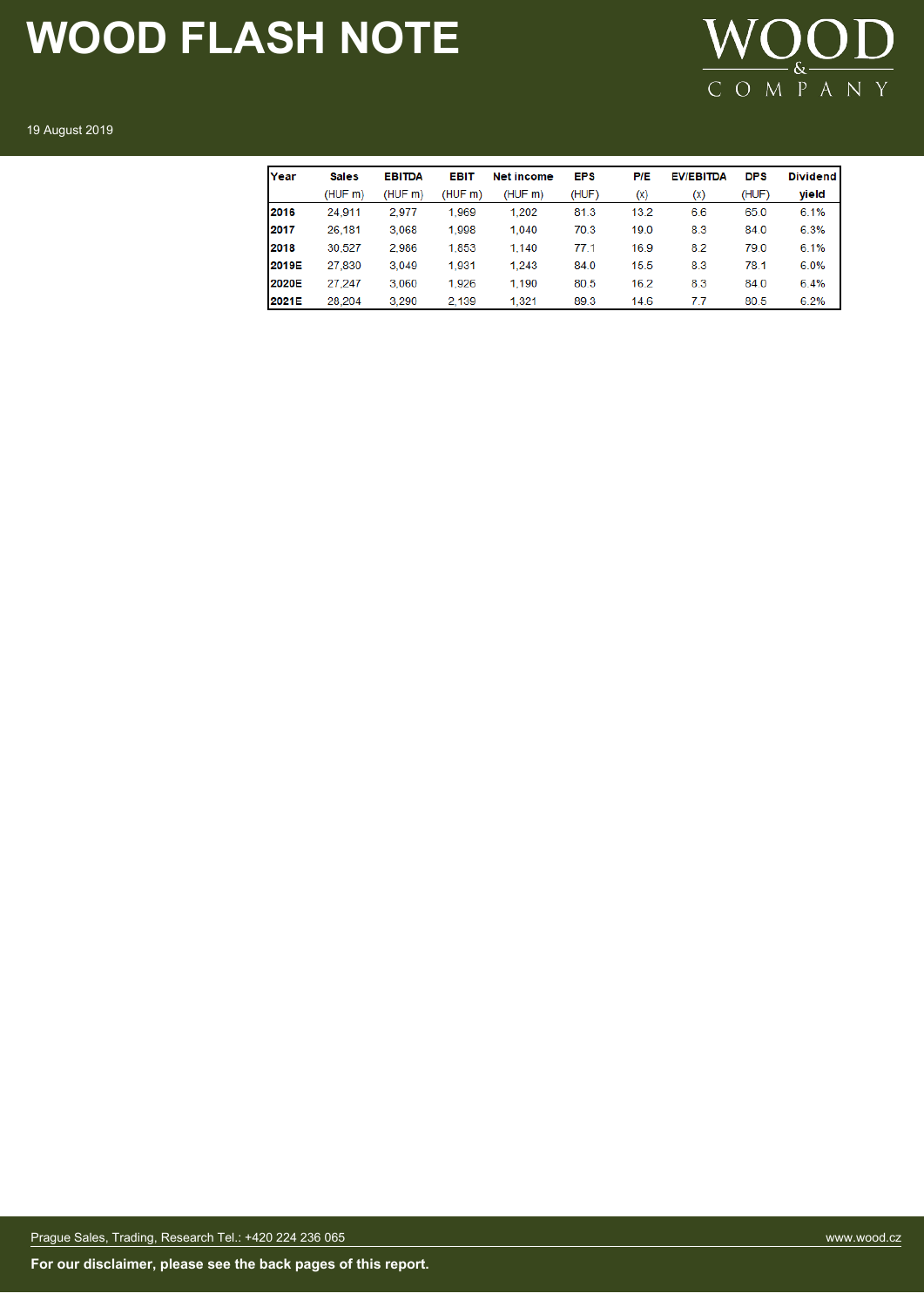| Year | Sales | EBITDA | EBIT | Net income | EPS | P/E | EV/EBITDA | DPS | Dividend |
|---|---|---|---|---|---|---|---|---|---|
| | (HUF m) | (HUF m) | (HUF m) | (HUF m) | (HUF) | (x) | (x) | (HUF) | yield |
| **2016** | 24,911 | 2,977 | 1,969 | 1,202 | 81.3 | 13.2 | 6.6 | 65.0 | 6.1% |
| **2017** | 26,181 | 3,068 | 1,998 | 1,040 | 70.3 | 19.0 | 8.3 | 84.0 | 6.3% |
| **2018** | 30,527 | 2,986 | 1,853 | 1,140 | 77.1 | 16.9 | 8.2 | 79.0 | 6.1% |
| **2019E** | 27,830 | 3,049 | 1,931 | 1,243 | 84.0 | 15.5 | 8.3 | 78.1 | 6.0% |
| **2020E** | 27,247 | 3,060 | 1,926 | 1,190 | 80.5 | 16.2 | 8.3 | 84.0 | 6.4% |
| **2021E** | 28,204 | 3,290 | 2,139 | 1,321 | 89.3 | 14.6 | 7.7 | 80.5 | 6.2% |

Prague Sales, Trading, Research Tel.: +420 224 236 065

**For our disclaimer, please see the back pages of this report.**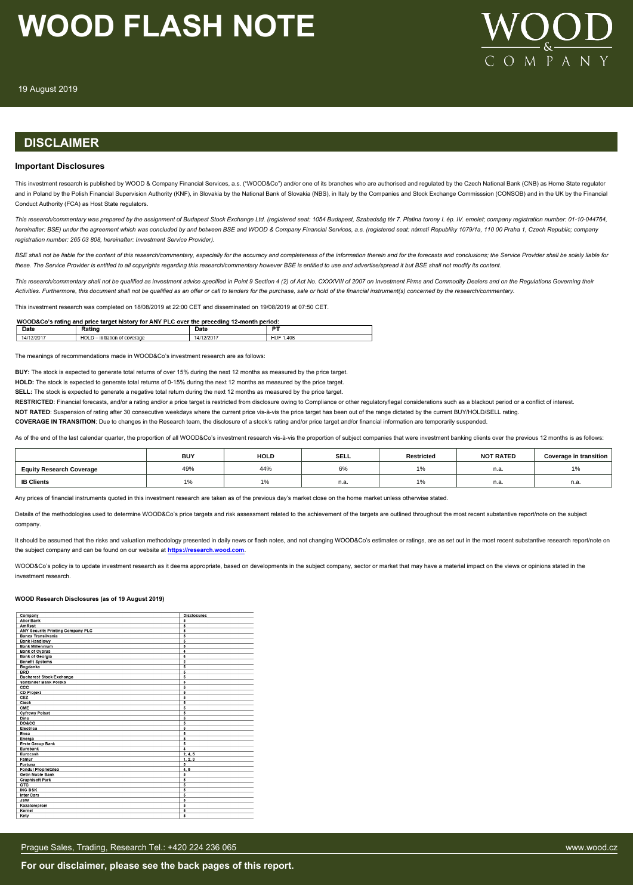# WOOD FLASH NOTE

19 August 2019

## DISCLAIMER

### Important Disclosures

This investment research is published by WOOD & Company Financial Services, a.s. ("WOOD&Co") and/or one of its branches who are authorised and regulated by the Czech National Bank (CNB) as Home State regulator and in Poland by the Polish Financial Supervision Authority (KNF), in Slovakia by the National Bank of Slovakia (NBS), in Italy by the Companies and Stock Exchange Commisssion (CONSOB) and in the UK by the Financial Conduct Authority (FCA) as Host State regulators.

*This research/commentary was prepared by the assignment of Budapest Stock Exchange Ltd. (registered seat: 1054 Budapest, Szabadság tér 7. Platina torony I. ép. IV. emelet; company registration number: 01-10-044764, hereinafter: BSE) under the agreement which was concluded by and between BSE and WOOD & Company Financial Services, a.s. (registered seat: námstí Republiky 1079/1a, 110 00 Praha 1, Czech Republic; company registration number: 265 03 808, hereinafter: Investment Service Provider).*

*BSE shall not be liable for the content of this research/commentary, especially for the accuracy and completeness of the information therein and for the forecasts and conclusions; the Service Provider shall be solely liable for these. The Service Provider is entitled to all copyrights regarding this research/commentary however BSE is entitled to use and advertise/spread it but BSE shall not modify its content.*

*This research/commentary shall not be qualified as investment advice specified in Point 9 Section 4 (2) of Act No. CXXXVIII of 2007 on Investment Firms and Commodity Dealers and on the Regulations Governing their Activities. Furthermore, this document shall not be qualified as an offer or call to tenders for the purchase, sale or hold of the financial instrument(s) concerned by the research/commentary.*

This investment research was completed on 18/08/2019 at 22:00 CET and disseminated on 19/08/2019 at 07:50 CET.

**WOOD&Co's rating and price target history for ANY PLC over the preceding 12-month period:**

| Date | Rating | Date | PT |
|---|---|---|---|
| 14/12/2017 | HOLD – initiation of coverage | 14/12/2017 | HUF 1,406 |

The meanings of recommendations made in WOOD&Co's investment research are as follows:

**BUY:** The stock is expected to generate total returns of over 15% during the next 12 months as measured by the price target.

**HOLD:** The stock is expected to generate total returns of 0-15% during the next 12 months as measured by the price target.

**SELL:** The stock is expected to generate a negative total return during the next 12 months as measured by the price target.

**RESTRICTED**: Financial forecasts, and/or a rating and/or a price target is restricted from disclosure owing to Compliance or other regulatory/legal considerations such as a blackout period or a conflict of interest.

**NOT RATED**: Suspension of rating after 30 consecutive weekdays where the current price vis-à-vis the price target has been out of the range dictated by the current BUY/HOLD/SELL rating.

**COVERAGE IN TRANSITION**: Due to changes in the Research team, the disclosure of a stock's rating and/or price target and/or financial information are temporarily suspended.

As of the end of the last calendar quarter, the proportion of all WOOD&Co's investment research vis-à-vis the proportion of subject companies that were investment banking clients over the previous 12 months is as follows:

| | BUY | HOLD | SELL | Restricted | NOT RATED | Coverage in transition |
|---|---|---|---|---|---|---|
| **Equity Research Coverage** | 49% | 44% | 6% | 1% | n.a. | 1% |
| **IB Clients** | 1% | 1% | n.a. | 1% | n.a. | n.a. |

Any prices of financial instruments quoted in this investment research are taken as of the previous day's market close on the home market unless otherwise stated.

Details of the methodologies used to determine WOOD&Co's price targets and risk assessment related to the achievement of the targets are outlined throughout the most recent substantive report/note on the subject company.

It should be assumed that the risks and valuation methodology presented in daily news or flash notes, and not changing WOOD&Co's estimates or ratings, are as set out in the most recent substantive research report/note on the subject company and can be found on our website at **https://research.wood.com**.

WOOD&Co's policy is to update investment research as it deems appropriate, based on developments in the subject company, sector or market that may have a material impact on the views or opinions stated in the investment research.

#### WOOD Research Disclosures (as of 19 August 2019)

| Company | Disclosures |
|---|---|
| Alior Bank | 5 |
| AmRest | 5 |
| ANY Security Printing Company PLC | 5 |
| Banca Transilvania | 5 |
| Bank Handlowy | 5 |
| Bank Millennium | 5 |
| Bank of Cyprus | 4 |
| Bank of Georgia | 5 |
| Benefit Systems | 2 |
| Bogdanka | 5 |
| BRD | 5 |
| Bucharest Stock Exchange | 5 |
| Santander Bank Polska | 5 |
| CCC | 5 |
| CD Projekt | 5 |
| CEZ | 5 |
| Ciech | 5 |
| CME | 5 |
| Cyfrowy Polsat | 5 |
| Dino | 5 |
| DO&CO | 5 |
| Electrica | 5 |
| Enea | 5 |
| Energa | 5 |
| Erste Group Bank | 5 |
| Eurobank | 4 |
| Eurocash | 3, 4, 5 |
| Famur | 1, 2, 3 |
| Fortuna | 5 |
| Fondul Proprietatea | 4, 5 |
| Getin Noble Bank | 5 |
| Graphisoft Park | 5 |
| GTC | 5 |
| ING BSK | 5 |
| Inter Cars | 5 |
| JSW | 5 |
| Kazatomprom | 5 |
| Kernel | 5 |
| Kety | 5 |

Prague Sales, Trading, Research Tel.: +420 224 236 065

**For our disclaimer, please see the back pages of this report.**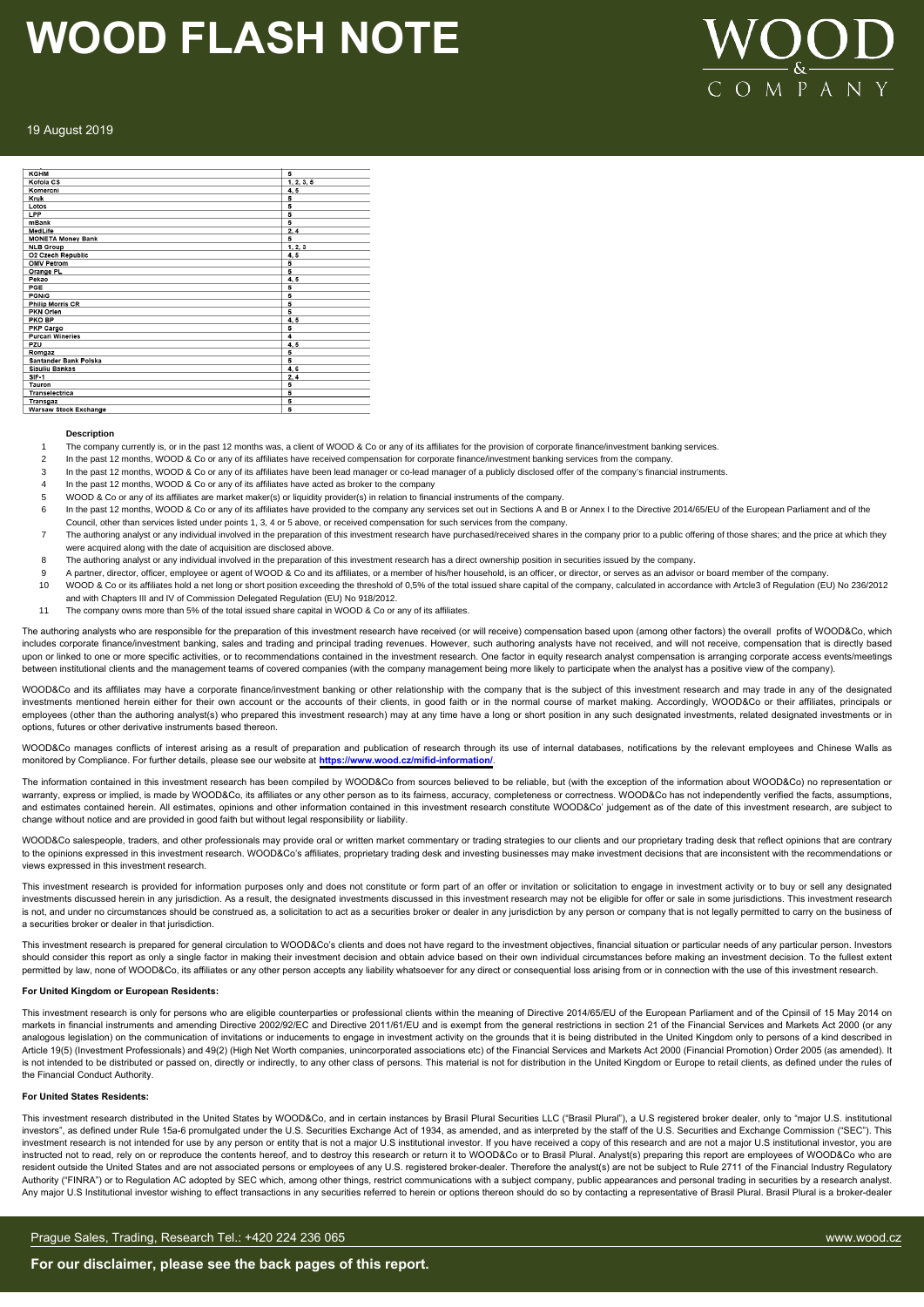| | |
|---|---|
| KGHM | 5 |
| Kofola CS | 1, 2, 3, 5 |
| Komercni | 4, 5 |
| Kruk | 5 |
| Lotos | 5 |
| LPP | 5 |
| mBank | 5 |
| MedLife | 2, 4 |
| MONETA Money Bank | 5 |
| NLB Group | 1, 2, 3 |
| O2 Czech Republic | 4, 5 |
| OMV Petrom | 5 |
| Orange PL | 5 |
| Pekao | 4, 5 |
| PGE | 5 |
| PGNiG | 5 |
| Philip Morris CR | 5 |
| PKN Orlen | 5 |
| PKO BP | 4, 5 |
| PKP Cargo | 5 |
| Purcari Wineries | 4 |
| PZU | 4, 5 |
| Romgaz | 5 |
| Santander Bank Polska | 5 |
| Siauliu Bankas | 4, 6 |
| SIF-1 | 2, 4 |
| Tauron | 5 |
| Transelectrica | 5 |
| Transgaz | 5 |
| Warsaw Stock Exchange | 5 |

**Description**

1. The company currently is, or in the past 12 months was, a client of WOOD & Co or any of its affiliates for the provision of corporate finance/investment banking services.
2. In the past 12 months, WOOD & Co or any of its affiliates have received compensation for corporate finance/investment banking services from the company.
3. In the past 12 months, WOOD & Co or any of its affiliates have been lead manager or co-lead manager of a publicly disclosed offer of the company's financial instruments.
4. In the past 12 months, WOOD & Co or any of its affiliates have acted as broker to the company
5. WOOD & Co or any of its affiliates are market maker(s) or liquidity provider(s) in relation to financial instruments of the company.
6. In the past 12 months, WOOD & Co or any of its affiliates have provided to the company any services set out in Sections A and B or Annex I to the Directive 2014/65/EU of the European Parliament and of the Council, other than services listed under points 1, 3, 4 or 5 above, or received compensation for such services from the company.
7. The authoring analyst or any individual involved in the preparation of this investment research have purchased/received shares in the company prior to a public offering of those shares; and the price at which they were acquired along with the date of acquisition are disclosed above.
8. The authoring analyst or any individual involved in the preparation of this investment research has a direct ownership position in securities issued by the company.
9. A partner, director, officer, employee or agent of WOOD & Co and its affiliates, or a member of his/her household, is an officer, or director, or serves as an advisor or board member of the company.
10. WOOD & Co or its affiliates hold a net long or short position exceeding the threshold of 0,5% of the total issued share capital of the company, calculated in accordance with Artcle3 of Regulation (EU) No 236/2012 and with Chapters III and IV of Commission Delegated Regulation (EU) No 918/2012.
11. The company owns more than 5% of the total issued share capital in WOOD & Co or any of its affiliates.

The authoring analysts who are responsible for the preparation of this investment research have received (or will receive) compensation based upon (among other factors) the overall profits of WOOD&Co, which includes corporate finance/investment banking, sales and trading and principal trading revenues. However, such authoring analysts have not received, and will not receive, compensation that is directly based upon or linked to one or more specific activities, or to recommendations contained in the investment research. One factor in equity research analyst compensation is arranging corporate access events/meetings between institutional clients and the management teams of covered companies (with the company management being more likely to participate when the analyst has a positive view of the company).

WOOD&Co and its affiliates may have a corporate finance/investment banking or other relationship with the company that is the subject of this investment research and may trade in any of the designated investments mentioned herein either for their own account or the accounts of their clients, in good faith or in the normal course of market making. Accordingly, WOOD&Co or their affiliates, principals or employees (other than the authoring analyst(s) who prepared this investment research) may at any time have a long or short position in any such designated investments, related designated investments or in options, futures or other derivative instruments based thereon.

WOOD&Co manages conflicts of interest arising as a result of preparation and publication of research through its use of internal databases, notifications by the relevant employees and Chinese Walls as monitored by Compliance. For further details, please see our website at **https://www.wood.cz/mifid-information/**.

The information contained in this investment research has been compiled by WOOD&Co from sources believed to be reliable, but (with the exception of the information about WOOD&Co) no representation or warranty, express or implied, is made by WOOD&Co, its affiliates or any other person as to its fairness, accuracy, completeness or correctness. WOOD&Co has not independently verified the facts, assumptions, and estimates contained herein. All estimates, opinions and other information contained in this investment research constitute WOOD&Co' judgement as of the date of this investment research, are subject to change without notice and are provided in good faith but without legal responsibility or liability.

WOOD&Co salespeople, traders, and other professionals may provide oral or written market commentary or trading strategies to our clients and our proprietary trading desk that reflect opinions that are contrary to the opinions expressed in this investment research. WOOD&Co's affiliates, proprietary trading desk and investing businesses may make investment decisions that are inconsistent with the recommendations or views expressed in this investment research.

This investment research is provided for information purposes only and does not constitute or form part of an offer or invitation or solicitation to engage in investment activity or to buy or sell any designated investments discussed herein in any jurisdiction. As a result, the designated investments discussed in this investment research may not be eligible for offer or sale in some jurisdictions. This investment research is not, and under no circumstances should be construed as, a solicitation to act as a securities broker or dealer in any jurisdiction by any person or company that is not legally permitted to carry on the business of a securities broker or dealer in that jurisdiction.

This investment research is prepared for general circulation to WOOD&Co's clients and does not have regard to the investment objectives, financial situation or particular needs of any particular person. Investors should consider this report as only a single factor in making their investment decision and obtain advice based on their own individual circumstances before making an investment decision. To the fullest extent permitted by law, none of WOOD&Co, its affiliates or any other person accepts any liability whatsoever for any direct or consequential loss arising from or in connection with the use of this investment research.

**For United Kingdom or European Residents:**

This investment research is only for persons who are eligible counterparties or professional clients within the meaning of Directive 2014/65/EU of the European Parliament and of the Cpinsil of 15 May 2014 on markets in financial instruments and amending Directive 2002/92/EC and Directive 2011/61/EU and is exempt from the general restrictions in section 21 of the Financial Services and Markets Act 2000 (or any analogous legislation) on the communication of invitations or inducements to engage in investment activity on the grounds that it is being distributed in the United Kingdom only to persons of a kind described in Article 19(5) (Investment Professionals) and 49(2) (High Net Worth companies, unincorporated associations etc) of the Financial Services and Markets Act 2000 (Financial Promotion) Order 2005 (as amended). It is not intended to be distributed or passed on, directly or indirectly, to any other class of persons. This material is not for distribution in the United Kingdom or Europe to retail clients, as defined under the rules of the Financial Conduct Authority.

**For United States Residents:**

This investment research distributed in the United States by WOOD&Co, and in certain instances by Brasil Plural Securities LLC ("Brasil Plural"), a U.S registered broker dealer, only to "major U.S. institutional investors", as defined under Rule 15a-6 promulgated under the U.S. Securities Exchange Act of 1934, as amended, and as interpreted by the staff of the U.S. Securities and Exchange Commission ("SEC"). This investment research is not intended for use by any person or entity that is not a major U.S institutional investor. If you have received a copy of this research and are not a major U.S institutional investor, you are instructed not to read, rely on or reproduce the contents hereof, and to destroy this research or return it to WOOD&Co or to Brasil Plural. Analyst(s) preparing this report are employees of WOOD&Co who are resident outside the United States and are not associated persons or employees of any U.S. registered broker-dealer. Therefore the analyst(s) are not be subject to Rule 2711 of the Financial Industry Regulatory Authority ("FINRA") or to Regulation AC adopted by SEC which, among other things, restrict communications with a subject company, public appearances and personal trading in securities by a research analyst. Any major U.S Institutional investor wishing to effect transactions in any securities referred to herein or options thereon should do so by contacting a representative of Brasil Plural. Brasil Plural is a broker-dealer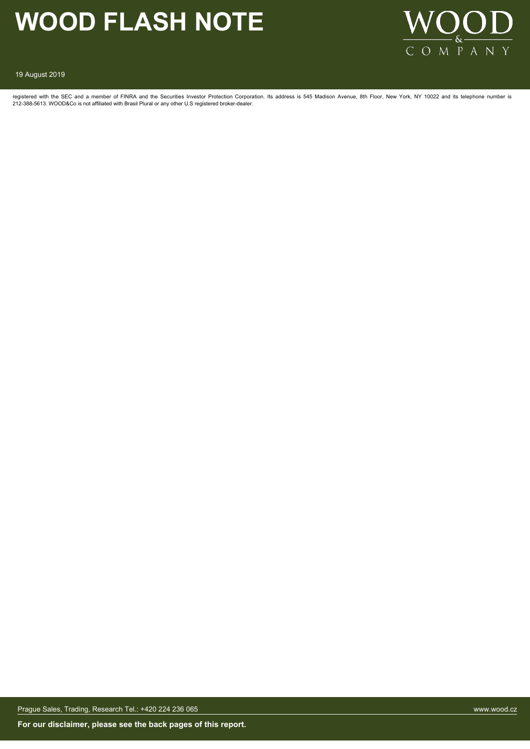registered with the SEC and a member of FINRA and the Securities Investor Protection Corporation. Its address is 545 Madison Avenue, 8th Floor, New York, NY 10022 and its telephone number is 212-388-5613. WOOD&Co is not affiliated with Brasil Plural or any other U.S registered broker-dealer.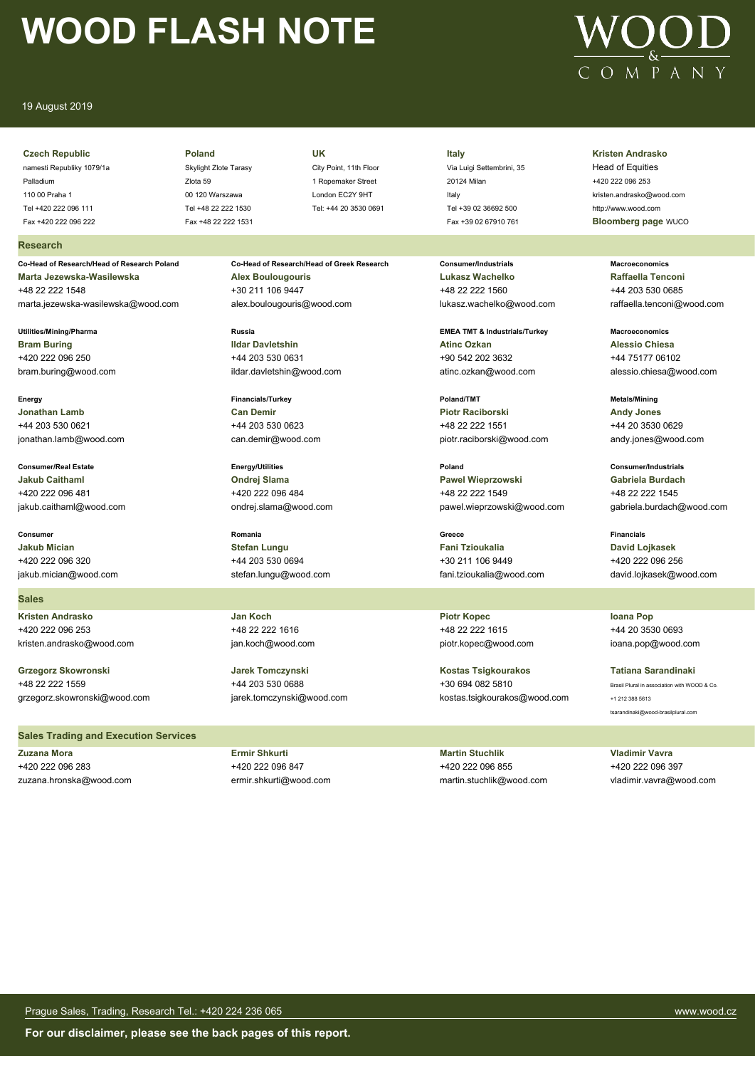# WOOD FLASH NOTE

WOOD & COMPANY

19 August 2019

**Czech Republic**
namesti Republiky 1079/1a
Palladium
110 00 Praha 1
Tel +420 222 096 111
Fax +420 222 096 222

**Poland**
Skylight Zlote Tarasy
Zlota 59
00 120 Warszawa
Tel +48 22 222 1530
Fax +48 22 222 1531

**UK**
City Point, 11th Floor
1 Ropemaker Street
London EC2Y 9HT
Tel: +44 20 3530 0691

**Italy**
Via Luigi Settembrini, 35
20124 Milan
Italy
Tel +39 02 36692 500
Fax +39 02 67910 761

**Kristen Andrasko**
Head of Equities
+420 222 096 253
kristen.andrasko@wood.com
http://www.wood.com
**Bloomberg page** WUCO

## Research

**Co-Head of Research/Head of Research Poland**
**Marta Jezewska-Wasilewska**
+48 22 222 1548
marta.jezewska-wasilewska@wood.com

**Co-Head of Research/Head of Greek Research**
**Alex Boulougouris**
+30 211 106 9447
alex.boulougouris@wood.com

**Consumer/Industrials**
**Lukasz Wachelko**
+48 22 222 1560
lukasz.wachelko@wood.com

**Macroeconomics**
**Raffaella Tenconi**
+44 203 530 0685
raffaella.tenconi@wood.com

**Utilities/Mining/Pharma**
**Bram Buring**
+420 222 096 250
bram.buring@wood.com

**Russia**
**Ildar Davletshin**
+44 203 530 0631
ildar.davletshin@wood.com

**EMEA TMT & Industrials/Turkey**
**Atinc Ozkan**
+90 542 202 3632
atinc.ozkan@wood.com

**Macroeconomics**
**Alessio Chiesa**
+44 75177 06102
alessio.chiesa@wood.com

**Energy**
**Jonathan Lamb**
+44 203 530 0621
jonathan.lamb@wood.com

**Financials/Turkey**
**Can Demir**
+44 203 530 0623
can.demir@wood.com

**Poland/TMT**
**Piotr Raciborski**
+48 22 222 1551
piotr.raciborski@wood.com

**Metals/Mining**
**Andy Jones**
+44 20 3530 0629
andy.jones@wood.com

**Consumer/Real Estate**
**Jakub Caithaml**
+420 222 096 481
jakub.caithaml@wood.com

**Energy/Utilities**
**Ondrej Slama**
+420 222 096 484
ondrej.slama@wood.com

**Poland**
**Pawel Wieprzowski**
+48 22 222 1549
pawel.wieprzowski@wood.com

**Consumer/Industrials**
**Gabriela Burdach**
+48 22 222 1545
gabriela.burdach@wood.com

**Consumer**
**Jakub Mician**
+420 222 096 320
jakub.mician@wood.com

**Romania**
**Stefan Lungu**
+44 203 530 0694
stefan.lungu@wood.com

**Greece**
**Fani Tzioukalia**
+30 211 106 9449
fani.tzioukalia@wood.com

**Financials**
**David Lojkasek**
+420 222 096 256
david.lojkasek@wood.com

## Sales

**Kristen Andrasko**
+420 222 096 253
kristen.andrasko@wood.com

**Jan Koch**
+48 22 222 1616
jan.koch@wood.com

**Piotr Kopec**
+48 22 222 1615
piotr.kopec@wood.com

**Ioana Pop**
+44 20 3530 0693
ioana.pop@wood.com

**Grzegorz Skowronski**
+48 22 222 1559
grzegorz.skowronski@wood.com

**Jarek Tomczynski**
+44 203 530 0688
jarek.tomczynski@wood.com

**Kostas Tsigkourakos**
+30 694 082 5810
kostas.tsigkourakos@wood.com

**Tatiana Sarandinaki**
Brasil Plural in association with WOOD & Co.
+1 212 388 5613
tsarandinaki@wood-brasilplural.com

## Sales Trading and Execution Services

**Zuzana Mora**
+420 222 096 283
zuzana.hronska@wood.com

**Ermir Shkurti**
+420 222 096 847
ermir.shkurti@wood.com

**Martin Stuchlik**
+420 222 096 855
martin.stuchlik@wood.com

**Vladimir Vavra**
+420 222 096 397
vladimir.vavra@wood.com

Prague Sales, Trading, Research Tel.: +420 224 236 065 www.wood.cz

**For our disclaimer, please see the back pages of this report.**